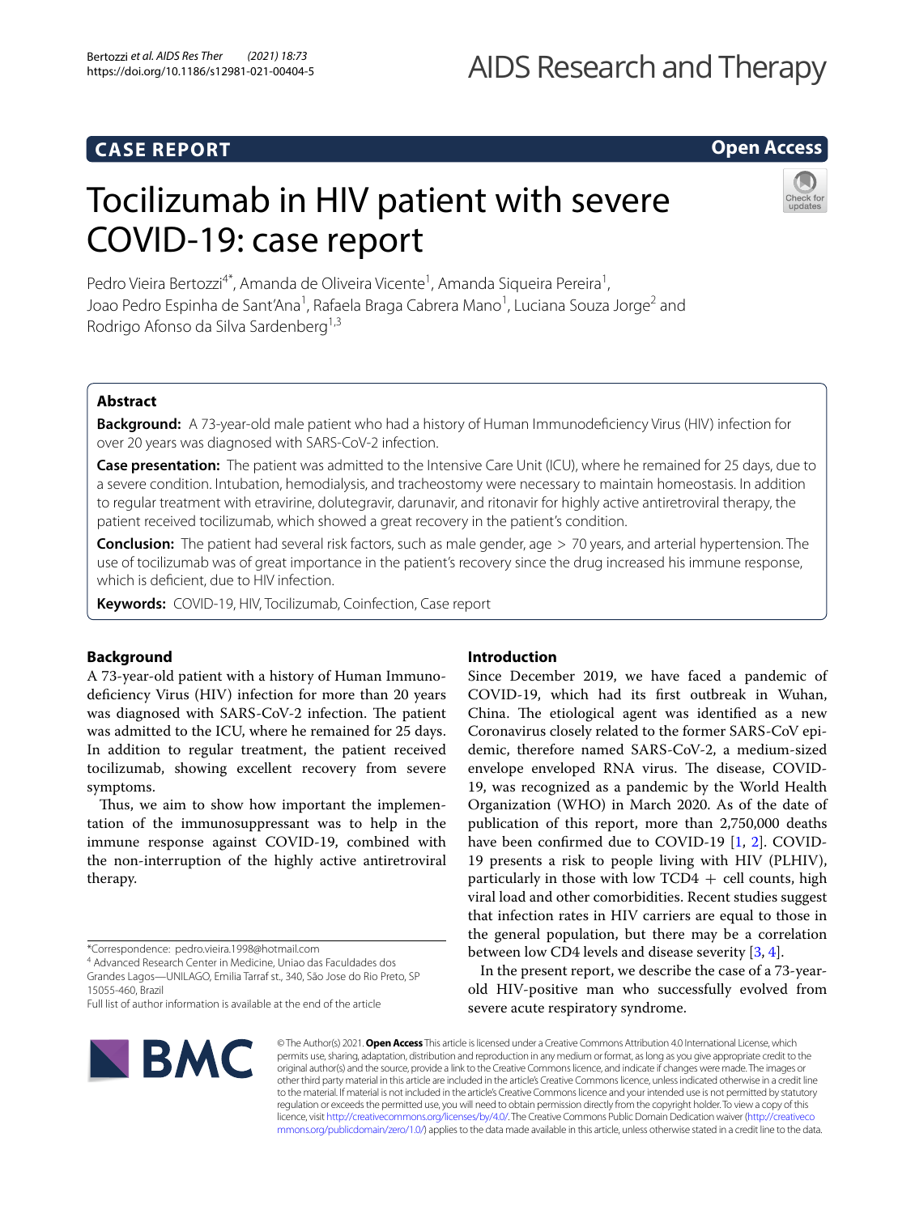CASE REPORT

Open Access

# Tocilizumab in HIV patient with severe COVID-19: case report

Pedro Vieira Bertozzi[4*], Amanda de Oliveira Vicente[1], Amanda Siqueira Pereira[1], Joao Pedro Espinha de Sant'Ana[1], Rafaela Braga Cabrera Mano[1], Luciana Souza Jorge[2] and Rodrigo Afonso da Silva Sardenberg[1,3]

## Abstract

**Background:** A 73-year-old male patient who had a history of Human Immunodeficiency Virus (HIV) infection for over 20 years was diagnosed with SARS-CoV-2 infection.

**Case presentation:** The patient was admitted to the Intensive Care Unit (ICU), where he remained for 25 days, due to a severe condition. Intubation, hemodialysis, and tracheostomy were necessary to maintain homeostasis. In addition to regular treatment with etravirine, dolutegravir, darunavir, and ritonavir for highly active antiretroviral therapy, the patient received tocilizumab, which showed a great recovery in the patient's condition.

**Conclusion:** The patient had several risk factors, such as male gender, age > 70 years, and arterial hypertension. The use of tocilizumab was of great importance in the patient's recovery since the drug increased his immune response, which is deficient, due to HIV infection.

**Keywords:** COVID-19, HIV, Tocilizumab, Coinfection, Case report

## Background

A 73-year-old patient with a history of Human Immunodeficiency Virus (HIV) infection for more than 20 years was diagnosed with SARS-CoV-2 infection. The patient was admitted to the ICU, where he remained for 25 days. In addition to regular treatment, the patient received tocilizumab, showing excellent recovery from severe symptoms.

Thus, we aim to show how important the implementation of the immunosuppressant was to help in the immune response against COVID-19, combined with the non-interruption of the highly active antiretroviral therapy.

## Introduction

Since December 2019, we have faced a pandemic of COVID-19, which had its first outbreak in Wuhan, China. The etiological agent was identified as a new Coronavirus closely related to the former SARS-CoV epidemic, therefore named SARS-CoV-2, a medium-sized envelope enveloped RNA virus. The disease, COVID-19, was recognized as a pandemic by the World Health Organization (WHO) in March 2020. As of the date of publication of this report, more than 2,750,000 deaths have been confirmed due to COVID-19 [1, 2]. COVID-19 presents a risk to people living with HIV (PLHIV), particularly in those with low TCD4 + cell counts, high viral load and other comorbidities. Recent studies suggest that infection rates in HIV carriers are equal to those in the general population, but there may be a correlation between low CD4 levels and disease severity [3, 4].

In the present report, we describe the case of a 73-year-old HIV-positive man who successfully evolved from severe acute respiratory syndrome.

*Correspondence: pedro.vieira.1998@hotmail.com

[4] Advanced Research Center in Medicine, Uniao das Faculdades dos Grandes Lagos—UNILAGO, Emilia Tarraf st., 340, São Jose do Rio Preto, SP 15055-460, Brazil

Full list of author information is available at the end of the article

© The Author(s) 2021. **Open Access** This article is licensed under a Creative Commons Attribution 4.0 International License, which permits use, sharing, adaptation, distribution and reproduction in any medium or format, as long as you give appropriate credit to the original author(s) and the source, provide a link to the Creative Commons licence, and indicate if changes were made. The images or other third party material in this article are included in the article's Creative Commons licence, unless indicated otherwise in a credit line to the material. If material is not included in the article's Creative Commons licence and your intended use is not permitted by statutory regulation or exceeds the permitted use, you will need to obtain permission directly from the copyright holder. To view a copy of this licence, visit http://creativecommons.org/licenses/by/4.0/. The Creative Commons Public Domain Dedication waiver (http://creativecommons.org/publicdomain/zero/1.0/) applies to the data made available in this article, unless otherwise stated in a credit line to the data.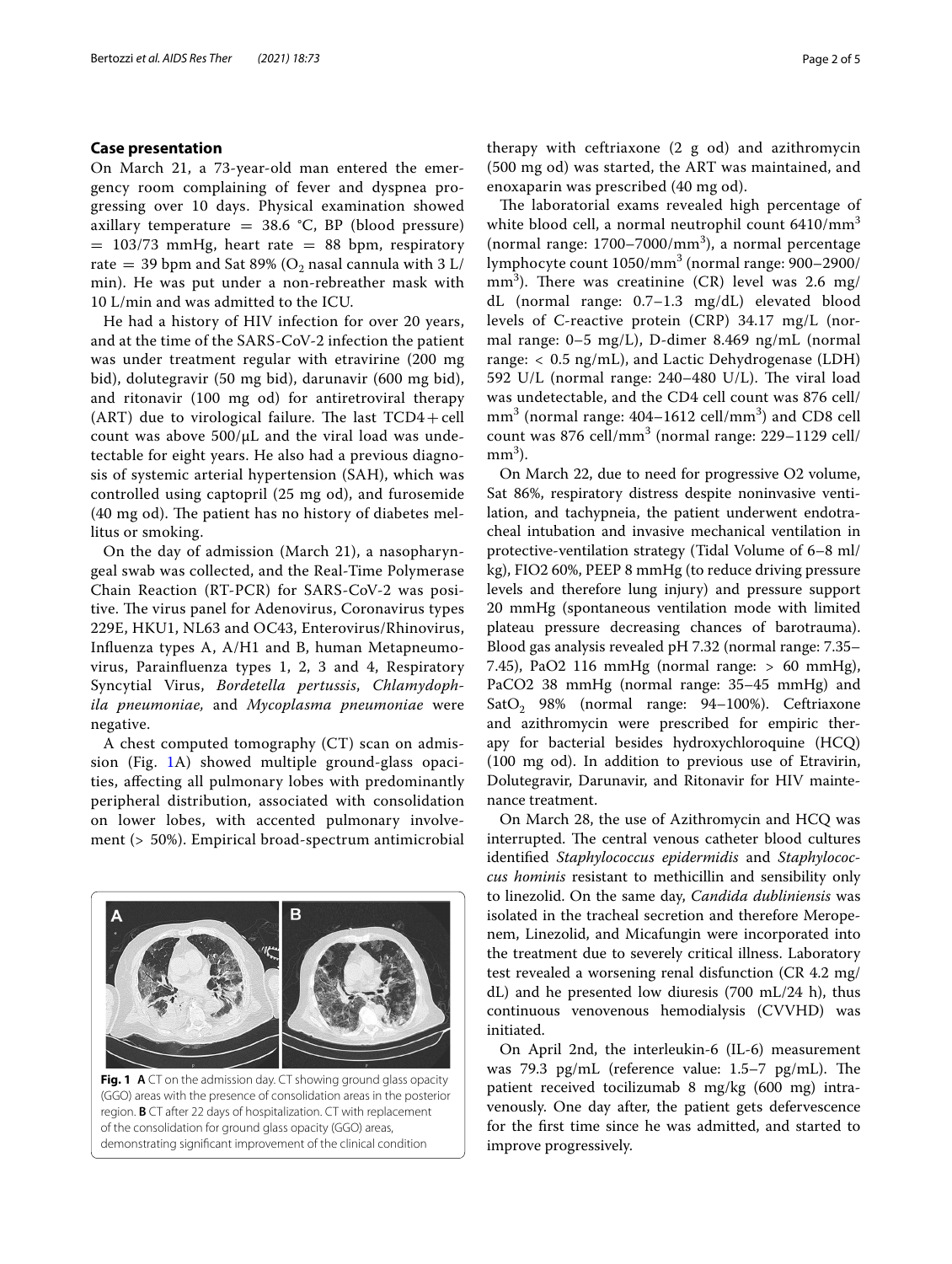## Case presentation

On March 21, a 73-year-old man entered the emergency room complaining of fever and dyspnea progressing over 10 days. Physical examination showed axillary temperature = 38.6 °C, BP (blood pressure) = 103/73 mmHg, heart rate = 88 bpm, respiratory rate = 39 bpm and Sat 89% ($O_2$ nasal cannula with 3 L/min). He was put under a non-rebreather mask with 10 L/min and was admitted to the ICU.

He had a history of HIV infection for over 20 years, and at the time of the SARS-CoV-2 infection the patient was under treatment regular with etravirine (200 mg bid), dolutegravir (50 mg bid), darunavir (600 mg bid), and ritonavir (100 mg od) for antiretroviral therapy (ART) due to virological failure. The last TCD4+cell count was above 500/μL and the viral load was undetectable for eight years. He also had a previous diagnosis of systemic arterial hypertension (SAH), which was controlled using captopril (25 mg od), and furosemide (40 mg od). The patient has no history of diabetes mellitus or smoking.

On the day of admission (March 21), a nasopharyngeal swab was collected, and the Real-Time Polymerase Chain Reaction (RT-PCR) for SARS-CoV-2 was positive. The virus panel for Adenovirus, Coronavirus types 229E, HKU1, NL63 and OC43, Enterovirus/Rhinovirus, Influenza types A, A/H1 and B, human Metapneumovirus, Parainfluenza types 1, 2, 3 and 4, Respiratory Syncytial Virus, *Bordetella pertussis*, *Chlamydophila pneumoniae*, and *Mycoplasma pneumoniae* were negative.

A chest computed tomography (CT) scan on admission (Fig. 1A) showed multiple ground-glass opacities, affecting all pulmonary lobes with predominantly peripheral distribution, associated with consolidation on lower lobes, with accented pulmonary involvement (> 50%). Empirical broad-spectrum antimicrobial therapy with ceftriaxone (2 g od) and azithromycin (500 mg od) was started, the ART was maintained, and enoxaparin was prescribed (40 mg od).

**Fig. 1** **A** CT on the admission day. CT showing ground glass opacity (GGO) areas with the presence of consolidation areas in the posterior region. **B** CT after 22 days of hospitalization. CT with replacement of the consolidation for ground glass opacity (GGO) areas, demonstrating significant improvement of the clinical condition

The laboratorial exams revealed high percentage of white blood cell, a normal neutrophil count 6410/mm$^3$ (normal range: 1700–7000/mm$^3$), a normal percentage lymphocyte count 1050/mm$^3$ (normal range: 900–2900/mm$^3$). There was creatinine (CR) level was 2.6 mg/dL (normal range: 0.7–1.3 mg/dL) elevated blood levels of C-reactive protein (CRP) 34.17 mg/L (normal range: 0–5 mg/L), D-dimer 8.469 ng/mL (normal range: < 0.5 ng/mL), and Lactic Dehydrogenase (LDH) 592 U/L (normal range: 240–480 U/L). The viral load was undetectable, and the CD4 cell count was 876 cell/mm$^3$ (normal range: 404–1612 cell/mm$^3$) and CD8 cell count was 876 cell/mm$^3$ (normal range: 229–1129 cell/mm$^3$).

On March 22, due to need for progressive O2 volume, Sat 86%, respiratory distress despite noninvasive ventilation, and tachypneia, the patient underwent endotracheal intubation and invasive mechanical ventilation in protective-ventilation strategy (Tidal Volume of 6–8 ml/kg), FIO2 60%, PEEP 8 mmHg (to reduce driving pressure levels and therefore lung injury) and pressure support 20 mmHg (spontaneous ventilation mode with limited plateau pressure decreasing chances of barotrauma). Blood gas analysis revealed pH 7.32 (normal range: 7.35–7.45), PaO2 116 mmHg (normal range: > 60 mmHg), PaCO2 38 mmHg (normal range: 35–45 mmHg) and $SatO_2$ 98% (normal range: 94–100%). Ceftriaxone and azithromycin were prescribed for empiric therapy for bacterial besides hydroxychloroquine (HCQ) (100 mg od). In addition to previous use of Etravirin, Dolutegravir, Darunavir, and Ritonavir for HIV maintenance treatment.

On March 28, the use of Azithromycin and HCQ was interrupted. The central venous catheter blood cultures identified *Staphylococcus epidermidis* and *Staphylococcus hominis* resistant to methicillin and sensibility only to linezolid. On the same day, *Candida dubliniensis* was isolated in the tracheal secretion and therefore Meropenem, Linezolid, and Micafungin were incorporated into the treatment due to severely critical illness. Laboratory test revealed a worsening renal disfunction (CR 4.2 mg/dL) and he presented low diuresis (700 mL/24 h), thus continuous venovenous hemodialysis (CVVHD) was initiated.

On April 2nd, the interleukin-6 (IL-6) measurement was 79.3 pg/mL (reference value: 1.5–7 pg/mL). The patient received tocilizumab 8 mg/kg (600 mg) intravenously. One day after, the patient gets defervescence for the first time since he was admitted, and started to improve progressively.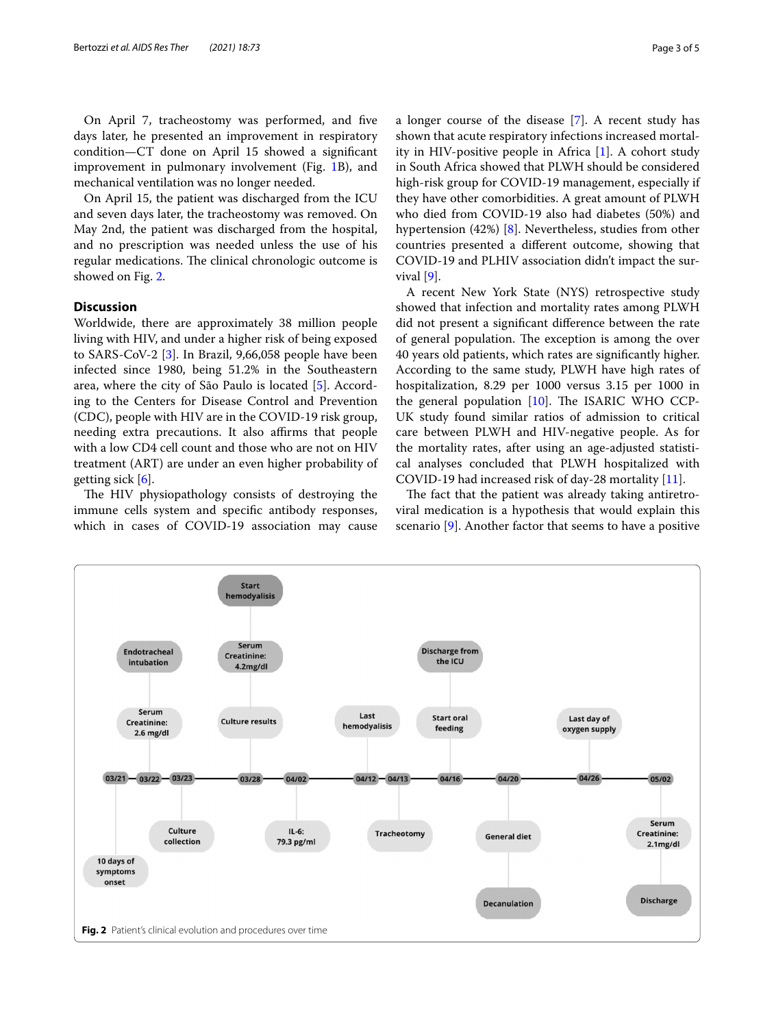On April 7, tracheostomy was performed, and five days later, he presented an improvement in respiratory condition—CT done on April 15 showed a significant improvement in pulmonary involvement (Fig. 1B), and mechanical ventilation was no longer needed.

On April 15, the patient was discharged from the ICU and seven days later, the tracheostomy was removed. On May 2nd, the patient was discharged from the hospital, and no prescription was needed unless the use of his regular medications. The clinical chronologic outcome is showed on Fig. 2.

## Discussion

Worldwide, there are approximately 38 million people living with HIV, and under a higher risk of being exposed to SARS-CoV-2 [3]. In Brazil, 9,66,058 people have been infected since 1980, being 51.2% in the Southeastern area, where the city of São Paulo is located [5]. According to the Centers for Disease Control and Prevention (CDC), people with HIV are in the COVID-19 risk group, needing extra precautions. It also affirms that people with a low CD4 cell count and those who are not on HIV treatment (ART) are under an even higher probability of getting sick [6].

The HIV physiopathology consists of destroying the immune cells system and specific antibody responses, which in cases of COVID-19 association may cause a longer course of the disease [7]. A recent study has shown that acute respiratory infections increased mortality in HIV-positive people in Africa [1]. A cohort study in South Africa showed that PLWH should be considered high-risk group for COVID-19 management, especially if they have other comorbidities. A great amount of PLWH who died from COVID-19 also had diabetes (50%) and hypertension (42%) [8]. Nevertheless, studies from other countries presented a different outcome, showing that COVID-19 and PLHIV association didn't impact the survival [9].

A recent New York State (NYS) retrospective study showed that infection and mortality rates among PLWH did not present a significant difference between the rate of general population. The exception is among the over 40 years old patients, which rates are significantly higher. According to the same study, PLWH have high rates of hospitalization, 8.29 per 1000 versus 3.15 per 1000 in the general population [10]. The ISARIC WHO CCP-UK study found similar ratios of admission to critical care between PLWH and HIV-negative people. As for the mortality rates, after using an age-adjusted statistical analyses concluded that PLWH hospitalized with COVID-19 had increased risk of day-28 mortality [11].

The fact that the patient was already taking antiretroviral medication is a hypothesis that would explain this scenario [9]. Another factor that seems to have a positive

| Date | Event |
|---|---|
| 03/21 | 10 days of symptoms onset |
| 03/22 | Endotracheal intubation; Serum Creatinine: 2.6 mg/dl |
| 03/23 | Culture collection |
| 03/28 | Start hemodyalisis; Serum Creatinine: 4.2mg/dl; Culture results |
| 04/02 | IL-6: 79.3 pg/ml |
| 04/12 | Last hemodyalisis |
| 04/13 | Tracheotomy |
| 04/16 | Discharge from the ICU; Start oral feeding |
| 04/20 | General diet; Decanulation |
| 04/26 | Last day of oxygen supply |
| 05/02 | Serum Creatinine: 2.1mg/dl; Discharge |

**Fig. 2** Patient's clinical evolution and procedures over time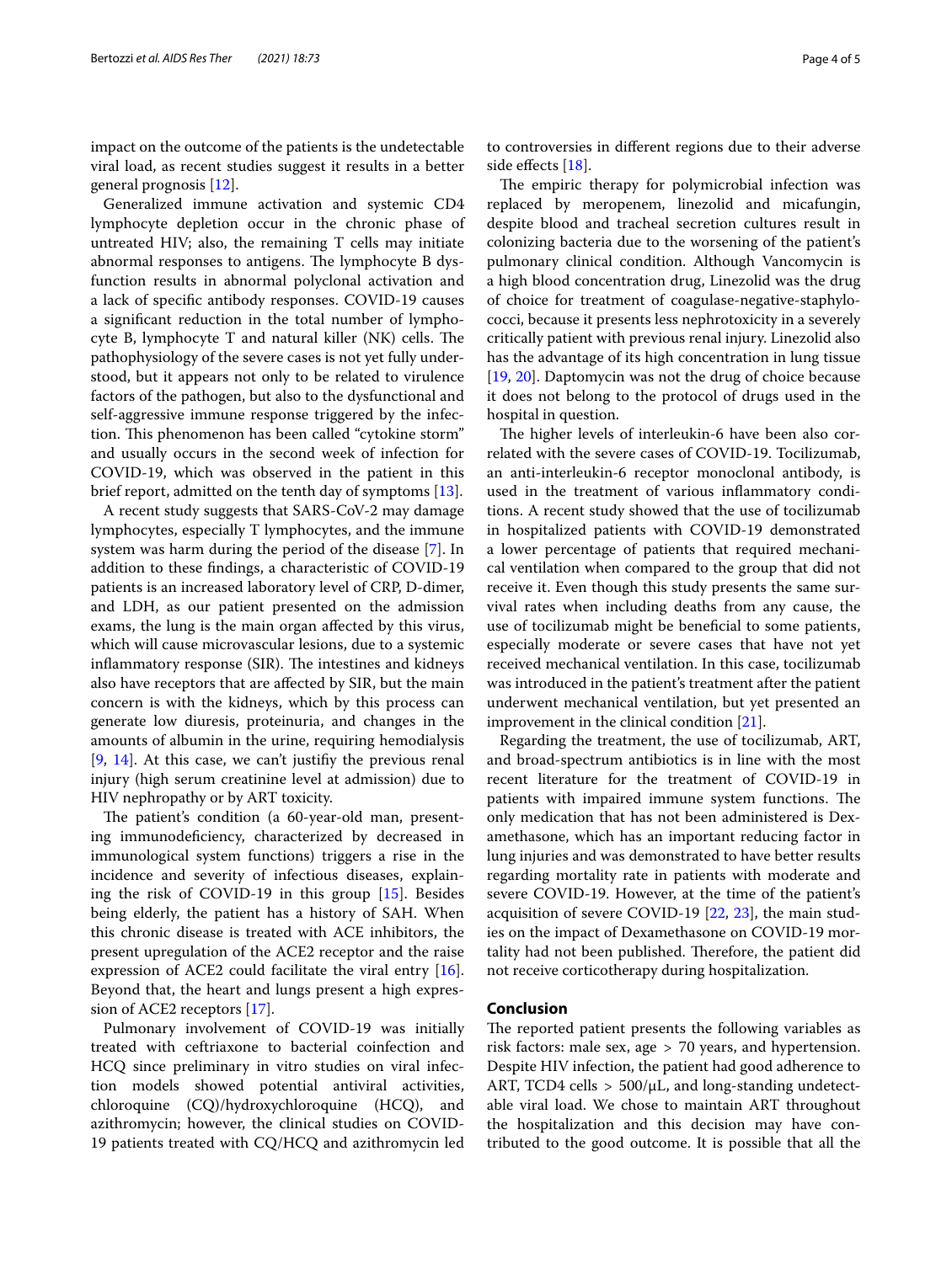impact on the outcome of the patients is the undetectable viral load, as recent studies suggest it results in a better general prognosis [12].

Generalized immune activation and systemic CD4 lymphocyte depletion occur in the chronic phase of untreated HIV; also, the remaining T cells may initiate abnormal responses to antigens. The lymphocyte B dysfunction results in abnormal polyclonal activation and a lack of specific antibody responses. COVID-19 causes a significant reduction in the total number of lymphocyte B, lymphocyte T and natural killer (NK) cells. The pathophysiology of the severe cases is not yet fully understood, but it appears not only to be related to virulence factors of the pathogen, but also to the dysfunctional and self-aggressive immune response triggered by the infection. This phenomenon has been called "cytokine storm" and usually occurs in the second week of infection for COVID-19, which was observed in the patient in this brief report, admitted on the tenth day of symptoms [13].

A recent study suggests that SARS-CoV-2 may damage lymphocytes, especially T lymphocytes, and the immune system was harm during the period of the disease [7]. In addition to these findings, a characteristic of COVID-19 patients is an increased laboratory level of CRP, D-dimer, and LDH, as our patient presented on the admission exams, the lung is the main organ affected by this virus, which will cause microvascular lesions, due to a systemic inflammatory response (SIR). The intestines and kidneys also have receptors that are affected by SIR, but the main concern is with the kidneys, which by this process can generate low diuresis, proteinuria, and changes in the amounts of albumin in the urine, requiring hemodialysis [9, 14]. At this case, we can't justify the previous renal injury (high serum creatinine level at admission) due to HIV nephropathy or by ART toxicity.

The patient's condition (a 60-year-old man, presenting immunodeficiency, characterized by decreased in immunological system functions) triggers a rise in the incidence and severity of infectious diseases, explaining the risk of COVID-19 in this group [15]. Besides being elderly, the patient has a history of SAH. When this chronic disease is treated with ACE inhibitors, the present upregulation of the ACE2 receptor and the raise expression of ACE2 could facilitate the viral entry [16]. Beyond that, the heart and lungs present a high expression of ACE2 receptors [17].

Pulmonary involvement of COVID-19 was initially treated with ceftriaxone to bacterial coinfection and HCQ since preliminary in vitro studies on viral infection models showed potential antiviral activities, chloroquine (CQ)/hydroxychloroquine (HCQ), and azithromycin; however, the clinical studies on COVID-19 patients treated with CQ/HCQ and azithromycin led to controversies in different regions due to their adverse side effects [18].

The empiric therapy for polymicrobial infection was replaced by meropenem, linezolid and micafungin, despite blood and tracheal secretion cultures result in colonizing bacteria due to the worsening of the patient's pulmonary clinical condition. Although Vancomycin is a high blood concentration drug, Linezolid was the drug of choice for treatment of coagulase-negative-staphylococci, because it presents less nephrotoxicity in a severely critically patient with previous renal injury. Linezolid also has the advantage of its high concentration in lung tissue [19, 20]. Daptomycin was not the drug of choice because it does not belong to the protocol of drugs used in the hospital in question.

The higher levels of interleukin-6 have been also correlated with the severe cases of COVID-19. Tocilizumab, an anti-interleukin-6 receptor monoclonal antibody, is used in the treatment of various inflammatory conditions. A recent study showed that the use of tocilizumab in hospitalized patients with COVID-19 demonstrated a lower percentage of patients that required mechanical ventilation when compared to the group that did not receive it. Even though this study presents the same survival rates when including deaths from any cause, the use of tocilizumab might be beneficial to some patients, especially moderate or severe cases that have not yet received mechanical ventilation. In this case, tocilizumab was introduced in the patient's treatment after the patient underwent mechanical ventilation, but yet presented an improvement in the clinical condition [21].

Regarding the treatment, the use of tocilizumab, ART, and broad-spectrum antibiotics is in line with the most recent literature for the treatment of COVID-19 in patients with impaired immune system functions. The only medication that has not been administered is Dexamethasone, which has an important reducing factor in lung injuries and was demonstrated to have better results regarding mortality rate in patients with moderate and severe COVID-19. However, at the time of the patient's acquisition of severe COVID-19 [22, 23], the main studies on the impact of Dexamethasone on COVID-19 mortality had not been published. Therefore, the patient did not receive corticotherapy during hospitalization.

## Conclusion

The reported patient presents the following variables as risk factors: male sex, age > 70 years, and hypertension. Despite HIV infection, the patient had good adherence to ART, TCD4 cells > 500/μL, and long-standing undetectable viral load. We chose to maintain ART throughout the hospitalization and this decision may have contributed to the good outcome. It is possible that all the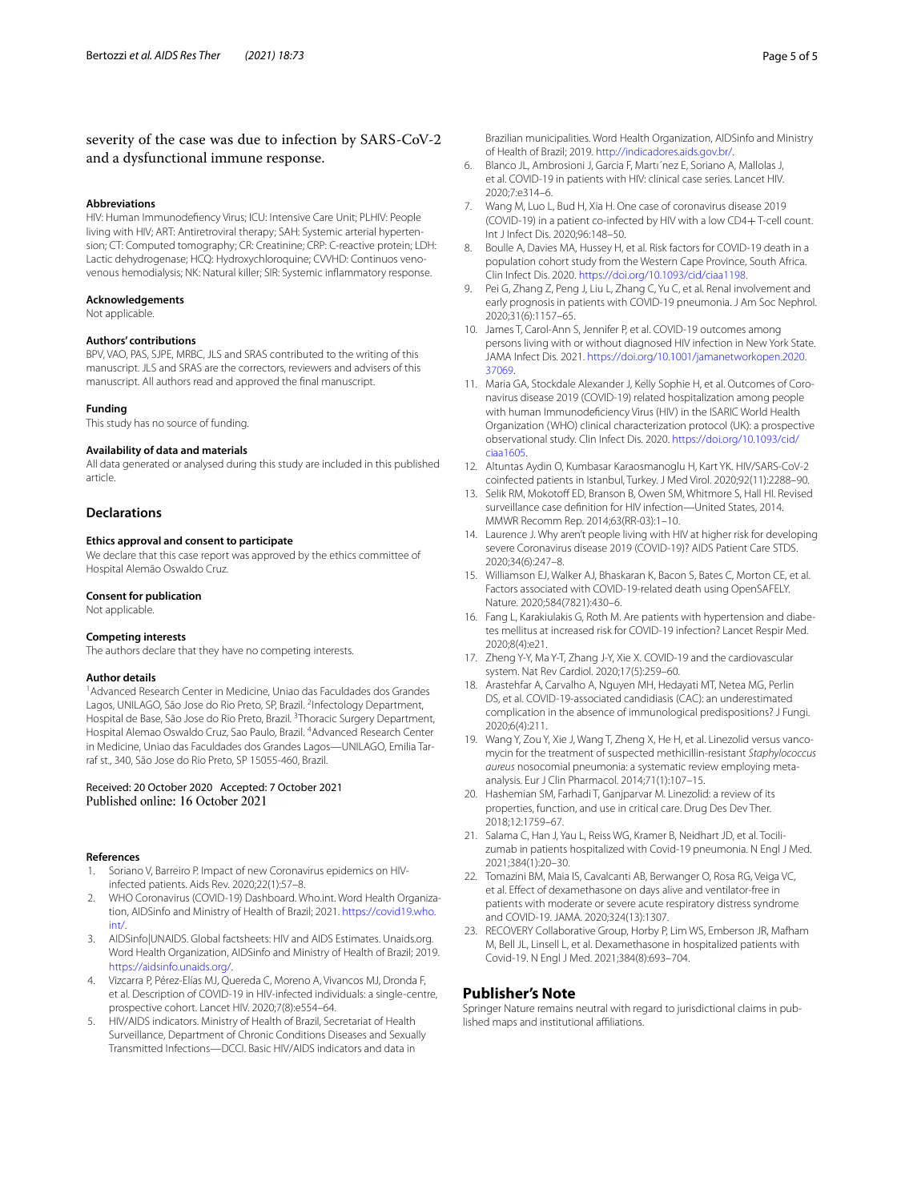severity of the case was due to infection by SARS-CoV-2 and a dysfunctional immune response.

#### Abbreviations
HIV: Human Immunodefiency Virus; ICU: Intensive Care Unit; PLHIV: People living with HIV; ART: Antiretroviral therapy; SAH: Systemic arterial hypertension; CT: Computed tomography; CR: Creatinine; CRP: C-reactive protein; LDH: Lactic dehydrogenase; HCQ: Hydroxychloroquine; CVVHD: Continuos venovenous hemodialysis; NK: Natural killer; SIR: Systemic inflammatory response.

#### Acknowledgements
Not applicable.

#### Authors' contributions
BPV, VAO, PAS, SJPE, MRBC, JLS and SRAS contributed to the writing of this manuscript. JLS and SRAS are the correctors, reviewers and advisers of this manuscript. All authors read and approved the final manuscript.

#### Funding
This study has no source of funding.

#### Availability of data and materials
All data generated or analysed during this study are included in this published article.

## Declarations

#### Ethics approval and consent to participate
We declare that this case report was approved by the ethics committee of Hospital Alemão Oswaldo Cruz.

#### Consent for publication
Not applicable.

#### Competing interests
The authors declare that they have no competing interests.

#### Author details
[1]Advanced Research Center in Medicine, Uniao das Faculdades dos Grandes Lagos, UNILAGO, São Jose do Rio Preto, SP, Brazil. [2]Infectology Department, Hospital de Base, São Jose do Rio Preto, Brazil. [3]Thoracic Surgery Department, Hospital Alemao Oswaldo Cruz, Sao Paulo, Brazil. [4]Advanced Research Center in Medicine, Uniao das Faculdades dos Grandes Lagos—UNILAGO, Emilia Tarraf st., 340, São Jose do Rio Preto, SP 15055-460, Brazil.

Received: 20 October 2020 Accepted: 7 October 2021
Published online: 16 October 2021

#### References
1. Soriano V, Barreiro P. Impact of new Coronavirus epidemics on HIV-infected patients. Aids Rev. 2020;22(1):57–8.
2. WHO Coronavirus (COVID-19) Dashboard. Who.int. Word Health Organization, AIDSinfo and Ministry of Health of Brazil; 2021. https://covid19.who.int/.
3. AIDSinfo|UNAIDS. Global factsheets: HIV and AIDS Estimates. Unaids.org. Word Health Organization, AIDSinfo and Ministry of Health of Brazil; 2019. https://aidsinfo.unaids.org/.
4. Vizcarra P, Pérez-Elías MJ, Quereda C, Moreno A, Vivancos MJ, Dronda F, et al. Description of COVID-19 in HIV-infected individuals: a single-centre, prospective cohort. Lancet HIV. 2020;7(8):e554–64.
5. HIV/AIDS indicators. Ministry of Health of Brazil, Secretariat of Health Surveillance, Department of Chronic Conditions Diseases and Sexually Transmitted Infections—DCCI. Basic HIV/AIDS indicators and data in Brazilian municipalities. Word Health Organization, AIDSinfo and Ministry of Health of Brazil; 2019. http://indicadores.aids.gov.br/.
6. Blanco JL, Ambrosioni J, Garcia F, Martı´nez E, Soriano A, Mallolas J, et al. COVID-19 in patients with HIV: clinical case series. Lancet HIV. 2020;7:e314–6.
7. Wang M, Luo L, Bud H, Xia H. One case of coronavirus disease 2019 (COVID-19) in a patient co-infected by HIV with a low CD4+ T-cell count. Int J Infect Dis. 2020;96:148–50.
8. Boulle A, Davies MA, Hussey H, et al. Risk factors for COVID-19 death in a population cohort study from the Western Cape Province, South Africa. Clin Infect Dis. 2020. https://doi.org/10.1093/cid/ciaa1198.
9. Pei G, Zhang Z, Peng J, Liu L, Zhang C, Yu C, et al. Renal involvement and early prognosis in patients with COVID-19 pneumonia. J Am Soc Nephrol. 2020;31(6):1157–65.
10. James T, Carol-Ann S, Jennifer P, et al. COVID-19 outcomes among persons living with or without diagnosed HIV infection in New York State. JAMA Infect Dis. 2021. https://doi.org/10.1001/jamanetworkopen.2020.37069.
11. Maria GA, Stockdale Alexander J, Kelly Sophie H, et al. Outcomes of Coronavirus disease 2019 (COVID-19) related hospitalization among people with human Immunodeficiency Virus (HIV) in the ISARIC World Health Organization (WHO) clinical characterization protocol (UK): a prospective observational study. Clin Infect Dis. 2020. https://doi.org/10.1093/cid/ciaa1605.
12. Altuntas Aydin O, Kumbasar Karaosmanoglu H, Kart YK. HIV/SARS-CoV-2 coinfected patients in Istanbul, Turkey. J Med Virol. 2020;92(11):2288–90.
13. Selik RM, Mokotoff ED, Branson B, Owen SM, Whitmore S, Hall HI. Revised surveillance case definition for HIV infection—United States, 2014. MMWR Recomm Rep. 2014;63(RR-03):1–10.
14. Laurence J. Why aren't people living with HIV at higher risk for developing severe Coronavirus disease 2019 (COVID-19)? AIDS Patient Care STDS. 2020;34(6):247–8.
15. Williamson EJ, Walker AJ, Bhaskaran K, Bacon S, Bates C, Morton CE, et al. Factors associated with COVID-19-related death using OpenSAFELY. Nature. 2020;584(7821):430–6.
16. Fang L, Karakiulakis G, Roth M. Are patients with hypertension and diabetes mellitus at increased risk for COVID-19 infection? Lancet Respir Med. 2020;8(4):e21.
17. Zheng Y-Y, Ma Y-T, Zhang J-Y, Xie X. COVID-19 and the cardiovascular system. Nat Rev Cardiol. 2020;17(5):259–60.
18. Arastehfar A, Carvalho A, Nguyen MH, Hedayati MT, Netea MG, Perlin DS, et al. COVID-19-associated candidiasis (CAC): an underestimated complication in the absence of immunological predispositions? J Fungi. 2020;6(4):211.
19. Wang Y, Zou Y, Xie J, Wang T, Zheng X, He H, et al. Linezolid versus vancomycin for the treatment of suspected methicillin-resistant *Staphylococcus aureus* nosocomial pneumonia: a systematic review employing meta-analysis. Eur J Clin Pharmacol. 2014;71(1):107–15.
20. Hashemian SM, Farhadi T, Ganjparvar M. Linezolid: a review of its properties, function, and use in critical care. Drug Des Dev Ther. 2018;12:1759–67.
21. Salama C, Han J, Yau L, Reiss WG, Kramer B, Neidhart JD, et al. Tocilizumab in patients hospitalized with Covid-19 pneumonia. N Engl J Med. 2021;384(1):20–30.
22. Tomazini BM, Maia IS, Cavalcanti AB, Berwanger O, Rosa RG, Veiga VC, et al. Effect of dexamethasone on days alive and ventilator-free in patients with moderate or severe acute respiratory distress syndrome and COVID-19. JAMA. 2020;324(13):1307.
23. RECOVERY Collaborative Group, Horby P, Lim WS, Emberson JR, Mafham M, Bell JL, Linsell L, et al. Dexamethasone in hospitalized patients with Covid-19. N Engl J Med. 2021;384(8):693–704.

## Publisher's Note
Springer Nature remains neutral with regard to jurisdictional claims in published maps and institutional affiliations.